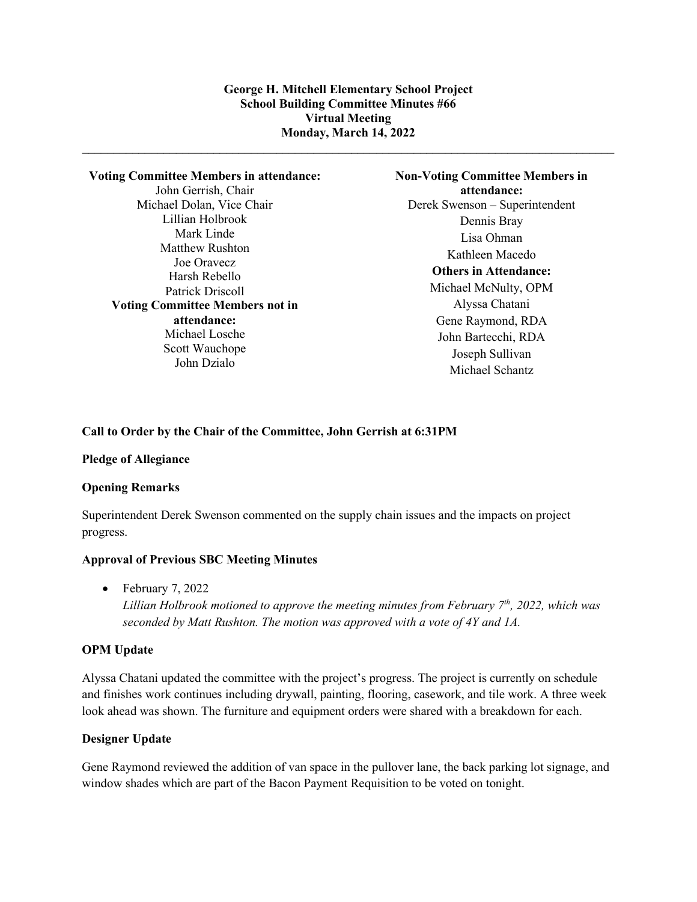# George H. Mitchell Elementary School Project
## School Building Committee Minutes #66
### Virtual Meeting
### Monday, March 14, 2022

---

**Voting Committee Members in attendance:**
John Gerrish, Chair
Michael Dolan, Vice Chair
Lillian Holbrook
Mark Linde
Matthew Rushton
Joe Oravecz
Harsh Rebello
Patrick Driscoll

**Voting Committee Members not in attendance:**
Michael Losche
Scott Wauchope
John Dzialo

**Non-Voting Committee Members in attendance:**
Derek Swenson – Superintendent
Dennis Bray
Lisa Ohman
Kathleen Macedo

**Others in Attendance:**
Michael McNulty, OPM
Alyssa Chatani
Gene Raymond, RDA
John Bartecchi, RDA
Joseph Sullivan
Michael Schantz

**Call to Order by the Chair of the Committee, John Gerrish at 6:31PM**

**Pledge of Allegiance**

**Opening Remarks**

Superintendent Derek Swenson commented on the supply chain issues and the impacts on project progress.

**Approval of Previous SBC Meeting Minutes**

- February 7, 2022
  *Lillian Holbrook motioned to approve the meeting minutes from February 7th, 2022, which was seconded by Matt Rushton. The motion was approved with a vote of 4Y and 1A.*

**OPM Update**

Alyssa Chatani updated the committee with the project's progress. The project is currently on schedule and finishes work continues including drywall, painting, flooring, casework, and tile work. A three week look ahead was shown. The furniture and equipment orders were shared with a breakdown for each.

**Designer Update**

Gene Raymond reviewed the addition of van space in the pullover lane, the back parking lot signage, and window shades which are part of the Bacon Payment Requisition to be voted on tonight.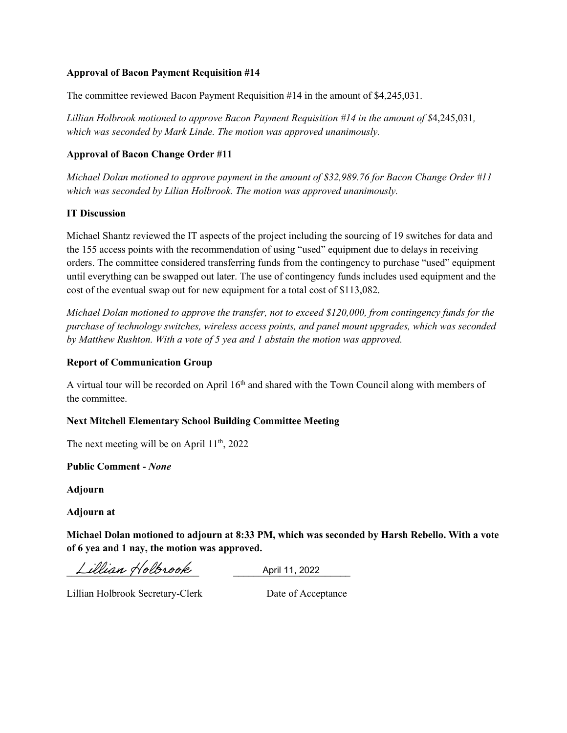**Approval of Bacon Payment Requisition #14**

The committee reviewed Bacon Payment Requisition #14 in the amount of $4,245,031.

*Lillian Holbrook motioned to approve Bacon Payment Requisition #14 in the amount of $4,245,031, which was seconded by Mark Linde. The motion was approved unanimously.*

**Approval of Bacon Change Order #11**

*Michael Dolan motioned to approve payment in the amount of $32,989.76 for Bacon Change Order #11 which was seconded by Lilian Holbrook. The motion was approved unanimously.*

**IT Discussion**

Michael Shantz reviewed the IT aspects of the project including the sourcing of 19 switches for data and the 155 access points with the recommendation of using "used" equipment due to delays in receiving orders. The committee considered transferring funds from the contingency to purchase "used" equipment until everything can be swapped out later. The use of contingency funds includes used equipment and the cost of the eventual swap out for new equipment for a total cost of $113,082.

*Michael Dolan motioned to approve the transfer, not to exceed $120,000, from contingency funds for the purchase of technology switches, wireless access points, and panel mount upgrades, which was seconded by Matthew Rushton. With a vote of 5 yea and 1 abstain the motion was approved.*

**Report of Communication Group**

A virtual tour will be recorded on April 16th and shared with the Town Council along with members of the committee.

**Next Mitchell Elementary School Building Committee Meeting**

The next meeting will be on April 11th, 2022

**Public Comment -** ***None***

**Adjourn**

**Adjourn at**

**Michael Dolan motioned to adjourn at 8:33 PM, which was seconded by Harsh Rebello. With a vote of 6 yea and 1 nay, the motion was approved.**

Lillian Holbrook                                        April 11, 2022

Lillian Holbrook Secretary-Clerk                Date of Acceptance